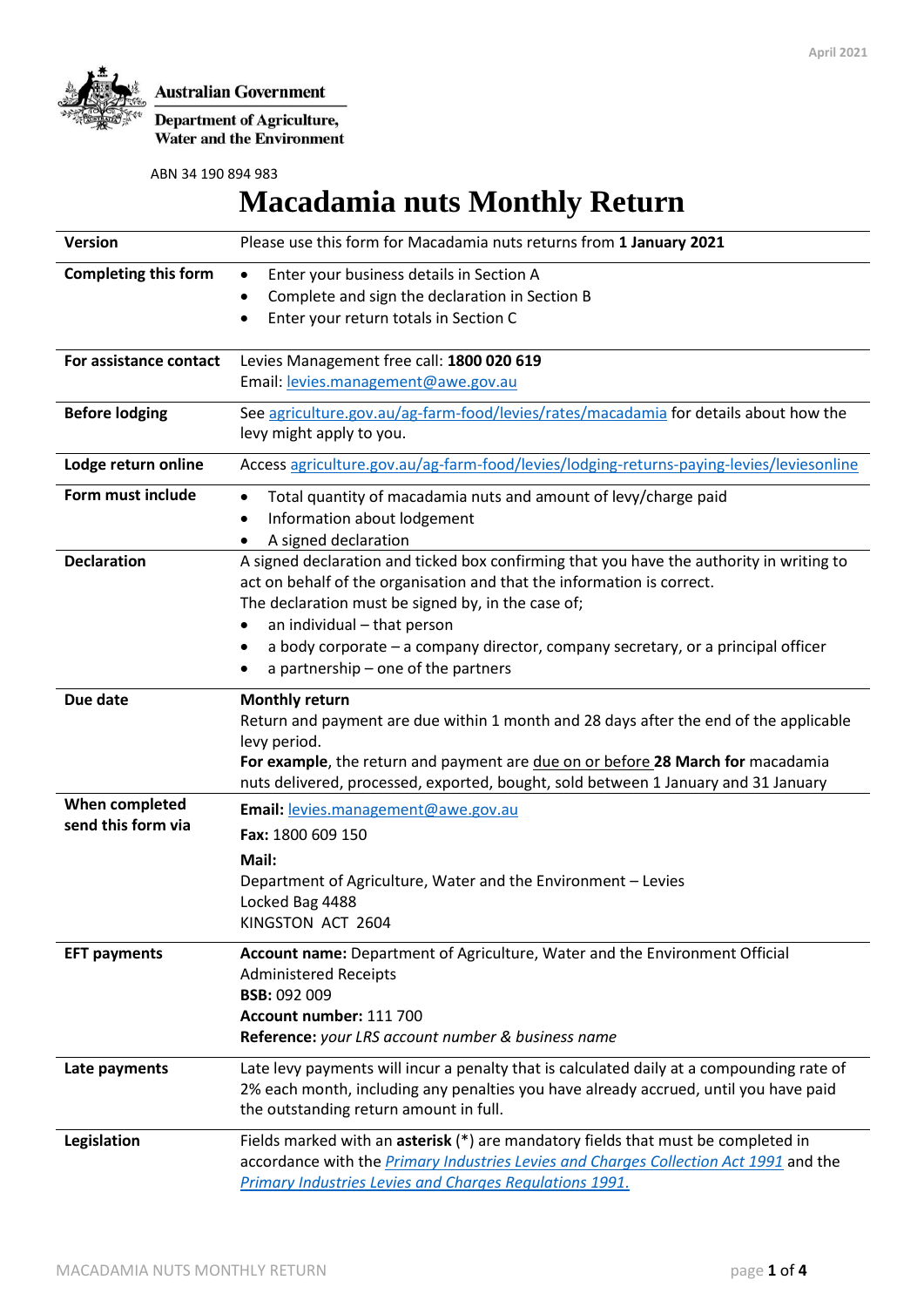April 2021

Australian Government

Department of Agriculture, Water and the Environment

ABN 34 190 894 983

# Macadamia nuts Monthly Return

| | |
|---|---|
| **Version** | Please use this form for Macadamia nuts returns from **1 January 2021** |
| **Completing this form** | • Enter your business details in Section A<br>• Complete and sign the declaration in Section B<br>• Enter your return totals in Section C |
| **For assistance contact** | Levies Management free call: **1800 020 619**<br>Email: levies.management@awe.gov.au |
| **Before lodging** | See agriculture.gov.au/ag-farm-food/levies/rates/macadamia for details about how the levy might apply to you. |
| **Lodge return online** | Access agriculture.gov.au/ag-farm-food/levies/lodging-returns-paying-levies/leviesonline |
| **Form must include** | • Total quantity of macadamia nuts and amount of levy/charge paid<br>• Information about lodgement<br>• A signed declaration |
| **Declaration** | A signed declaration and ticked box confirming that you have the authority in writing to act on behalf of the organisation and that the information is correct.<br>The declaration must be signed by, in the case of;<br>• an individual – that person<br>• a body corporate – a company director, company secretary, or a principal officer<br>• a partnership – one of the partners |
| **Due date** | **Monthly return**<br>Return and payment are due within 1 month and 28 days after the end of the applicable levy period.<br>**For example**, the return and payment are due on or before **28 March for** macadamia nuts delivered, processed, exported, bought, sold between 1 January and 31 January |
| **When completed send this form via** | **Email:** levies.management@awe.gov.au<br>**Fax:** 1800 609 150<br>**Mail:**<br>Department of Agriculture, Water and the Environment – Levies<br>Locked Bag 4488<br>KINGSTON ACT 2604 |
| **EFT payments** | **Account name:** Department of Agriculture, Water and the Environment Official Administered Receipts<br>**BSB:** 092 009<br>**Account number:** 111 700<br>**Reference:** *your LRS account number & business name* |
| **Late payments** | Late levy payments will incur a penalty that is calculated daily at a compounding rate of 2% each month, including any penalties you have already accrued, until you have paid the outstanding return amount in full. |
| **Legislation** | Fields marked with an **asterisk** (*) are mandatory fields that must be completed in accordance with the *Primary Industries Levies and Charges Collection Act 1991* and the *Primary Industries Levies and Charges Regulations 1991.* |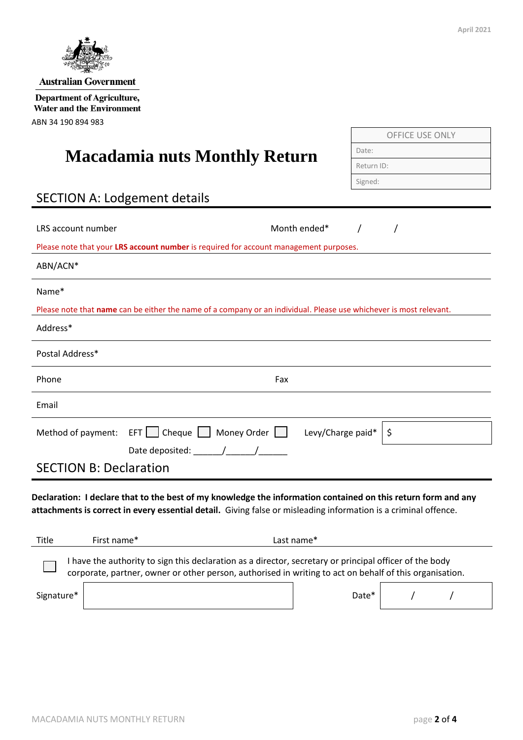April 2021

Australian Government

Department of Agriculture, Water and the Environment

ABN 34 190 894 983

| OFFICE USE ONLY |
| --- |
| Date: |
| Return ID: |
| Signed: |

# Macadamia nuts Monthly Return

## SECTION A: Lodgement details

LRS account number　　　　Month ended*　　/　　/

Please note that your **LRS account number** is required for account management purposes.

ABN/ACN*

Name*

Please note that **name** can be either the name of a company or an individual. Please use whichever is most relevant.

Address*

Postal Address*

Phone　　　　Fax

Email

Method of payment: EFT ☐ Cheque ☐ Money Order ☐　　Levy/Charge paid* $

Date deposited: ______/______/______

## SECTION B: Declaration

**Declaration: I declare that to the best of my knowledge the information contained on this return form and any attachments is correct in every essential detail.** Giving false or misleading information is a criminal offence.

Title　　First name*　　Last name*

☐ I have the authority to sign this declaration as a director, secretary or principal officer of the body corporate, partner, owner or other person, authorised in writing to act on behalf of this organisation.

Signature*　　　　Date*　　/　　/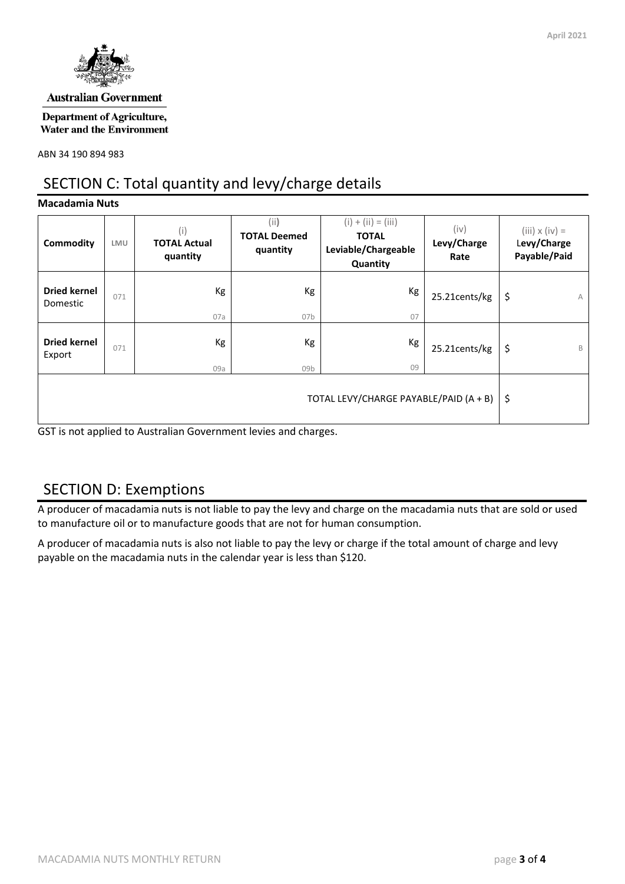Australian Government

Department of Agriculture, Water and the Environment

ABN 34 190 894 983

## SECTION C: Total quantity and levy/charge details

**Macadamia Nuts**

| Commodity | LMU | (i) **TOTAL Actual quantity** | (ii) **TOTAL Deemed quantity** | (i) + (ii) = (iii) **TOTAL Leviable/Chargeable Quantity** | (iv) **Levy/Charge Rate** | (iii) x (iv) = **Levy/Charge Payable/Paid** |
|---|---|---|---|---|---|---|
| **Dried kernel** Domestic | 071 | Kg 07a | Kg 07b | Kg 07 | 25.21cents/kg | $ A |
| **Dried kernel** Export | 071 | Kg 09a | Kg 09b | Kg 09 | 25.21cents/kg | $ B |
| TOTAL LEVY/CHARGE PAYABLE/PAID (A + B) | | | | | | $ |

GST is not applied to Australian Government levies and charges.

## SECTION D: Exemptions

A producer of macadamia nuts is not liable to pay the levy and charge on the macadamia nuts that are sold or used to manufacture oil or to manufacture goods that are not for human consumption.

A producer of macadamia nuts is also not liable to pay the levy or charge if the total amount of charge and levy payable on the macadamia nuts in the calendar year is less than $120.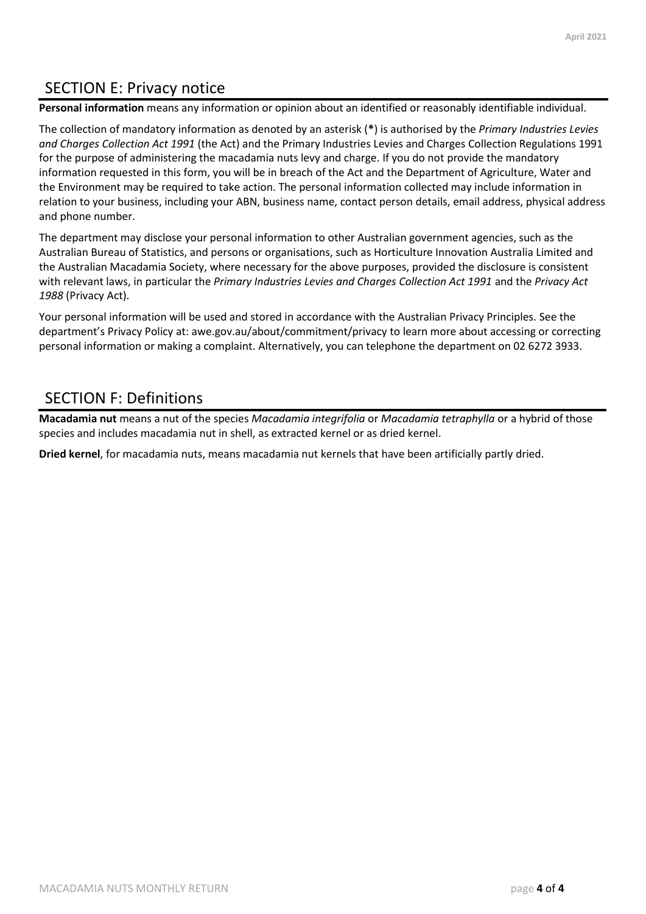## SECTION E: Privacy notice

**Personal information** means any information or opinion about an identified or reasonably identifiable individual.

The collection of mandatory information as denoted by an asterisk (**\***) is authorised by the *Primary Industries Levies and Charges Collection Act 1991* (the Act) and the Primary Industries Levies and Charges Collection Regulations 1991 for the purpose of administering the macadamia nuts levy and charge. If you do not provide the mandatory information requested in this form, you will be in breach of the Act and the Department of Agriculture, Water and the Environment may be required to take action. The personal information collected may include information in relation to your business, including your ABN, business name, contact person details, email address, physical address and phone number.

The department may disclose your personal information to other Australian government agencies, such as the Australian Bureau of Statistics, and persons or organisations, such as Horticulture Innovation Australia Limited and the Australian Macadamia Society, where necessary for the above purposes, provided the disclosure is consistent with relevant laws, in particular the *Primary Industries Levies and Charges Collection Act 1991* and the *Privacy Act 1988* (Privacy Act).

Your personal information will be used and stored in accordance with the Australian Privacy Principles. See the department's Privacy Policy at: awe.gov.au/about/commitment/privacy to learn more about accessing or correcting personal information or making a complaint. Alternatively, you can telephone the department on 02 6272 3933.

## SECTION F: Definitions

**Macadamia nut** means a nut of the species *Macadamia integrifolia* or *Macadamia tetraphylla* or a hybrid of those species and includes macadamia nut in shell, as extracted kernel or as dried kernel.

**Dried kernel**, for macadamia nuts, means macadamia nut kernels that have been artificially partly dried.